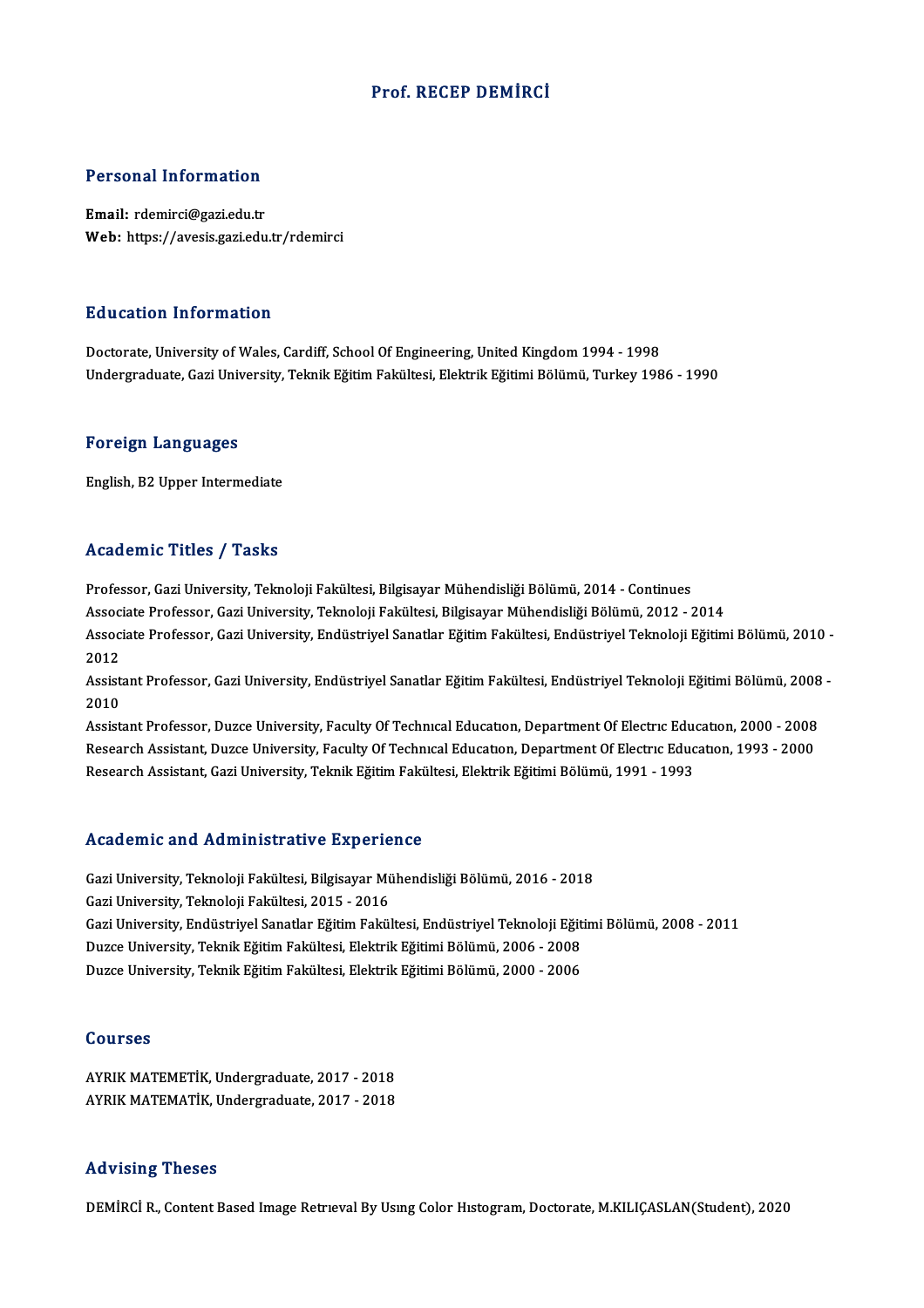# Prof. RECEP DEMİRCİ

## Personal Information

**Email:** rdemirci@gazi.edu.tr
**Web:** https://avesis.gazi.edu.tr/rdemirci

## Education Information

Doctorate, University of Wales, Cardiff, School Of Engineering, United Kingdom 1994 - 1998
Undergraduate, Gazi University, Teknik Eğitim Fakültesi, Elektrik Eğitimi Bölümü, Turkey 1986 - 1990

## Foreign Languages

English, B2 Upper Intermediate

## Academic Titles / Tasks

Professor, Gazi University, Teknoloji Fakültesi, Bilgisayar Mühendisliği Bölümü, 2014 - Continues
Associate Professor, Gazi University, Teknoloji Fakültesi, Bilgisayar Mühendisliği Bölümü, 2012 - 2014
Associate Professor, Gazi University, Endüstriyel Sanatlar Eğitim Fakültesi, Endüstriyel Teknoloji Eğitimi Bölümü, 2010 - 2012
Assistant Professor, Gazi University, Endüstriyel Sanatlar Eğitim Fakültesi, Endüstriyel Teknoloji Eğitimi Bölümü, 2008 - 2010
Assistant Professor, Duzce University, Faculty Of Technıcal Educatıon, Department Of Electrıc Educatıon, 2000 - 2008
Research Assistant, Duzce University, Faculty Of Technıcal Educatıon, Department Of Electrıc Educatıon, 1993 - 2000
Research Assistant, Gazi University, Teknik Eğitim Fakültesi, Elektrik Eğitimi Bölümü, 1991 - 1993

## Academic and Administrative Experience

Gazi University, Teknoloji Fakültesi, Bilgisayar Mühendisliği Bölümü, 2016 - 2018
Gazi University, Teknoloji Fakültesi, 2015 - 2016
Gazi University, Endüstriyel Sanatlar Eğitim Fakültesi, Endüstriyel Teknoloji Eğitimi Bölümü, 2008 - 2011
Duzce University, Teknik Eğitim Fakültesi, Elektrik Eğitimi Bölümü, 2006 - 2008
Duzce University, Teknik Eğitim Fakültesi, Elektrik Eğitimi Bölümü, 2000 - 2006

## Courses

AYRIK MATEMETİK, Undergraduate, 2017 - 2018
AYRIK MATEMATİK, Undergraduate, 2017 - 2018

## Advising Theses

DEMİRCİ R., Content Based Image Retrıeval By Usıng Color Hıstogram, Doctorate, M.KILIÇASLAN(Student), 2020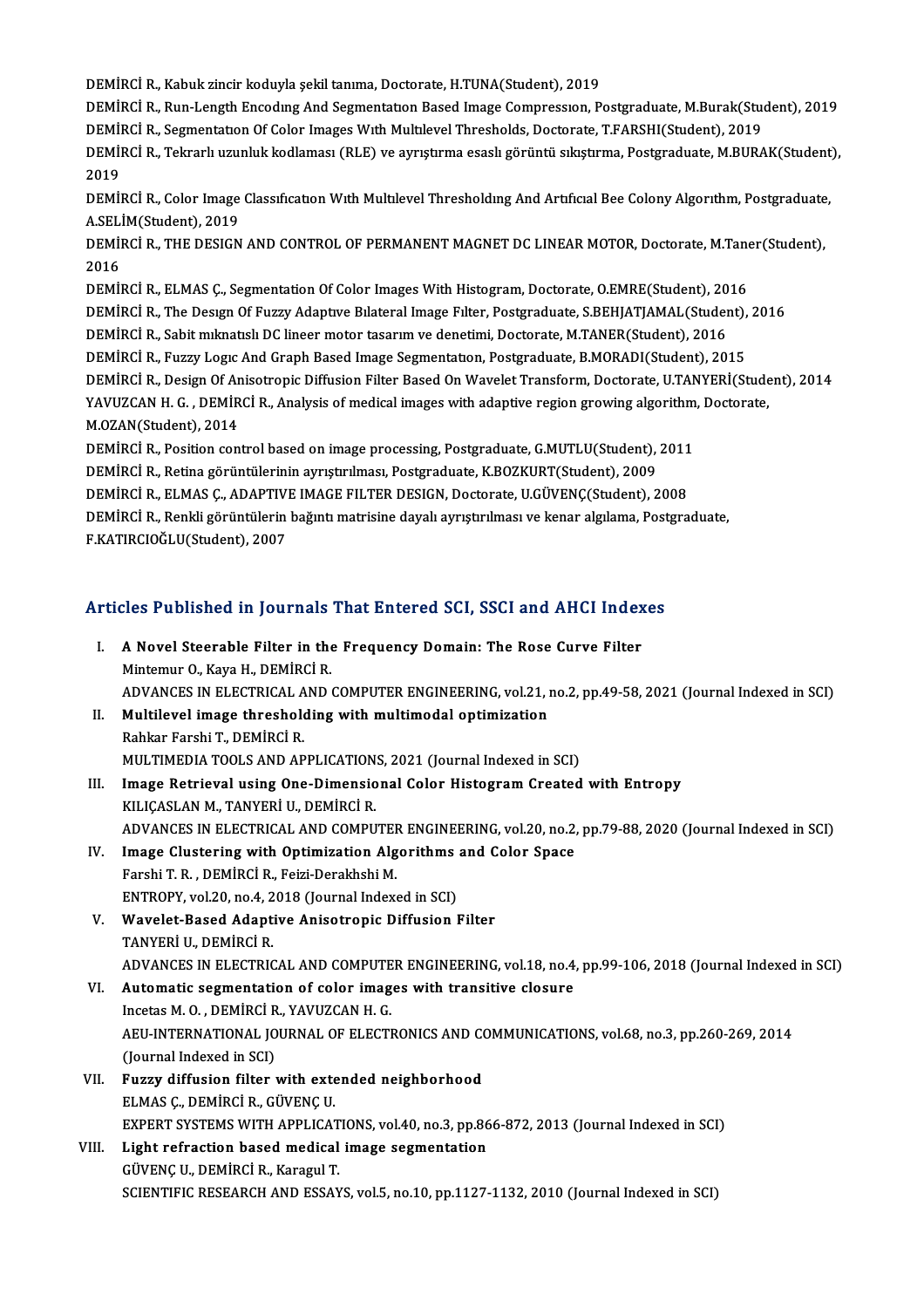DEMİRCİ R., Kabuk zincir koduyla şekil tanıma, Doctorate, H.TUNA(Student), 2019

DEMİRCİ R., Run-Length Encodıng And Segmentatıon Based Image Compressıon, Postgraduate, M.Burak(Student), 2019

DEMİRCİ R., Segmentatıon Of Color Images Wıth Multılevel Thresholds, Doctorate, T.FARSHI(Student), 2019

DEMİRCİ R., Tekrarlı uzunluk kodlaması (RLE) ve ayrıştırma esaslı görüntü sıkıştırma, Postgraduate, M.BURAK(Student), 2019

DEMİRCİ R., Color Image Classıficatıon Wıth Multılevel Thresholdıng And Artıficıal Bee Colony Algorıthm, Postgraduate, A.SELİM(Student), 2019

DEMİRCİ R., THE DESIGN AND CONTROL OF PERMANENT MAGNET DC LINEAR MOTOR, Doctorate, M.Taner(Student), 2016

DEMİRCİ R., ELMAS Ç., Segmentation Of Color Images With Histogram, Doctorate, O.EMRE(Student), 2016

DEMİRCİ R., The Desıgn Of Fuzzy Adaptıve Bılateral Image Fılter, Postgraduate, S.BEHJATJAMAL(Student), 2016

DEMİRCİ R., Sabit mıknatıslı DC lineer motor tasarım ve denetimi, Doctorate, M.TANER(Student), 2016

DEMİRCİ R., Fuzzy Logıc And Graph Based Image Segmentatıon, Postgraduate, B.MORADI(Student), 2015

DEMİRCİ R., Design Of Anisotropic Diffusion Filter Based On Wavelet Transform, Doctorate, U.TANYERİ(Student), 2014

YAVUZCAN H. G. , DEMİRCİ R., Analysis of medical images with adaptive region growing algorithm, Doctorate, M.OZAN(Student), 2014

DEMİRCİ R., Position control based on image processing, Postgraduate, G.MUTLU(Student), 2011

DEMİRCİ R., Retina görüntülerinin ayrıştırılması, Postgraduate, K.BOZKURT(Student), 2009

DEMİRCİ R., ELMAS Ç., ADAPTIVE IMAGE FILTER DESIGN, Doctorate, U.GÜVENÇ(Student), 2008

DEMİRCİ R., Renkli görüntülerin bağıntı matrisine dayalı ayrıştırılması ve kenar algılama, Postgraduate, F.KATIRCIOĞLU(Student), 2007

## Articles Published in Journals That Entered SCI, SSCI and AHCI Indexes

I. **A Novel Steerable Filter in the Frequency Domain: The Rose Curve Filter**
   Mintemur O., Kaya H., DEMİRCİ R.
   ADVANCES IN ELECTRICAL AND COMPUTER ENGINEERING, vol.21, no.2, pp.49-58, 2021 (Journal Indexed in SCI)

II. **Multilevel image thresholding with multimodal optimization**
   Rahkar Farshi T., DEMİRCİ R.
   MULTIMEDIA TOOLS AND APPLICATIONS, 2021 (Journal Indexed in SCI)

III. **Image Retrieval using One-Dimensional Color Histogram Created with Entropy**
   KILIÇASLAN M., TANYERİ U., DEMİRCİ R.
   ADVANCES IN ELECTRICAL AND COMPUTER ENGINEERING, vol.20, no.2, pp.79-88, 2020 (Journal Indexed in SCI)

IV. **Image Clustering with Optimization Algorithms and Color Space**
   Farshi T. R. , DEMİRCİ R., Feizi-Derakhshi M.
   ENTROPY, vol.20, no.4, 2018 (Journal Indexed in SCI)

V. **Wavelet-Based Adaptive Anisotropic Diffusion Filter**
   TANYERİ U., DEMİRCİ R.
   ADVANCES IN ELECTRICAL AND COMPUTER ENGINEERING, vol.18, no.4, pp.99-106, 2018 (Journal Indexed in SCI)

VI. **Automatic segmentation of color images with transitive closure**
   Incetas M. O. , DEMİRCİ R., YAVUZCAN H. G.
   AEU-INTERNATIONAL JOURNAL OF ELECTRONICS AND COMMUNICATIONS, vol.68, no.3, pp.260-269, 2014 (Journal Indexed in SCI)

VII. **Fuzzy diffusion filter with extended neighborhood**
   ELMAS Ç., DEMİRCİ R., GÜVENÇ U.
   EXPERT SYSTEMS WITH APPLICATIONS, vol.40, no.3, pp.866-872, 2013 (Journal Indexed in SCI)

VIII. **Light refraction based medical image segmentation**
   GÜVENÇ U., DEMİRCİ R., Karagul T.
   SCIENTIFIC RESEARCH AND ESSAYS, vol.5, no.10, pp.1127-1132, 2010 (Journal Indexed in SCI)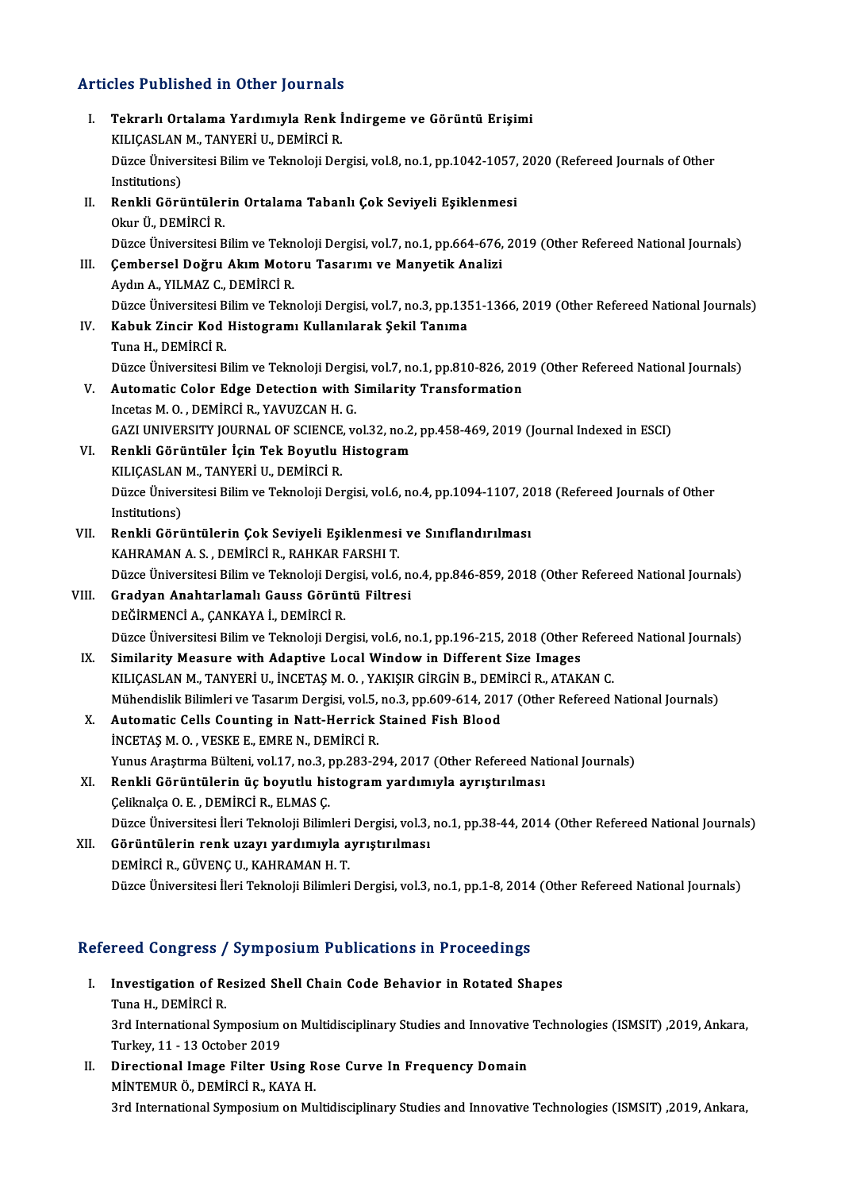## Articles Published in Other Journals

I. **Tekrarlı Ortalama Yardımıyla Renk İndirgeme ve Görüntü Erişimi**
KILIÇASLAN M., TANYERİ U., DEMİRCİ R.
Düzce Üniversitesi Bilim ve Teknoloji Dergisi, vol.8, no.1, pp.1042-1057, 2020 (Refereed Journals of Other Institutions)

II. **Renkli Görüntülerin Ortalama Tabanlı Çok Seviyeli Eşiklenmesi**
Okur Ü., DEMİRCİ R.
Düzce Üniversitesi Bilim ve Teknoloji Dergisi, vol.7, no.1, pp.664-676, 2019 (Other Refereed National Journals)

III. **Çembersel Doğru Akım Motoru Tasarımı ve Manyetik Analizi**
Aydın A., YILMAZ C., DEMİRCİ R.
Düzce Üniversitesi Bilim ve Teknoloji Dergisi, vol.7, no.3, pp.1351-1366, 2019 (Other Refereed National Journals)

IV. **Kabuk Zincir Kod Histogramı Kullanılarak Şekil Tanıma**
Tuna H., DEMİRCİ R.
Düzce Üniversitesi Bilim ve Teknoloji Dergisi, vol.7, no.1, pp.810-826, 2019 (Other Refereed National Journals)

V. **Automatic Color Edge Detection with Similarity Transformation**
Incetas M. O. , DEMİRCİ R., YAVUZCAN H. G.
GAZI UNIVERSITY JOURNAL OF SCIENCE, vol.32, no.2, pp.458-469, 2019 (Journal Indexed in ESCI)

VI. **Renkli Görüntüler İçin Tek Boyutlu Histogram**
KILIÇASLAN M., TANYERİ U., DEMİRCİ R.
Düzce Üniversitesi Bilim ve Teknoloji Dergisi, vol.6, no.4, pp.1094-1107, 2018 (Refereed Journals of Other Institutions)

VII. **Renkli Görüntülerin Çok Seviyeli Eşiklenmesi ve Sınıflandırılması**
KAHRAMAN A. S. , DEMİRCİ R., RAHKAR FARSHI T.
Düzce Üniversitesi Bilim ve Teknoloji Dergisi, vol.6, no.4, pp.846-859, 2018 (Other Refereed National Journals)

VIII. **Gradyan Anahtarlamalı Gauss Görüntü Filtresi**
DEĞİRMENCİ A., ÇANKAYA İ., DEMİRCİ R.
Düzce Üniversitesi Bilim ve Teknoloji Dergisi, vol.6, no.1, pp.196-215, 2018 (Other Refereed National Journals)

IX. **Similarity Measure with Adaptive Local Window in Different Size Images**
KILIÇASLAN M., TANYERİ U., İNCETAŞ M. O. , YAKIŞIR GİRGİN B., DEMİRCİ R., ATAKAN C.
Mühendislik Bilimleri ve Tasarım Dergisi, vol.5, no.3, pp.609-614, 2017 (Other Refereed National Journals)

X. **Automatic Cells Counting in Natt-Herrick Stained Fish Blood**
İNCETAŞ M. O. , VESKE E., EMRE N., DEMİRCİ R.
Yunus Araştırma Bülteni, vol.17, no.3, pp.283-294, 2017 (Other Refereed National Journals)

XI. **Renkli Görüntülerin üç boyutlu histogram yardımıyla ayrıştırılması**
Çeliknalça O. E. , DEMİRCİ R., ELMAS Ç.
Düzce Üniversitesi İleri Teknoloji Bilimleri Dergisi, vol.3, no.1, pp.38-44, 2014 (Other Refereed National Journals)

XII. **Görüntülerin renk uzayı yardımıyla ayrıştırılması**
DEMİRCİ R., GÜVENÇ U., KAHRAMAN H. T.
Düzce Üniversitesi İleri Teknoloji Bilimleri Dergisi, vol.3, no.1, pp.1-8, 2014 (Other Refereed National Journals)

## Refereed Congress / Symposium Publications in Proceedings

I. **Investigation of Resized Shell Chain Code Behavior in Rotated Shapes**
Tuna H., DEMİRCİ R.
3rd International Symposium on Multidisciplinary Studies and Innovative Technologies (ISMSIT) ,2019, Ankara, Turkey, 11 - 13 October 2019

II. **Directional Image Filter Using Rose Curve In Frequency Domain**
MİNTEMUR Ö., DEMİRCİ R., KAYA H.
3rd International Symposium on Multidisciplinary Studies and Innovative Technologies (ISMSIT) ,2019, Ankara,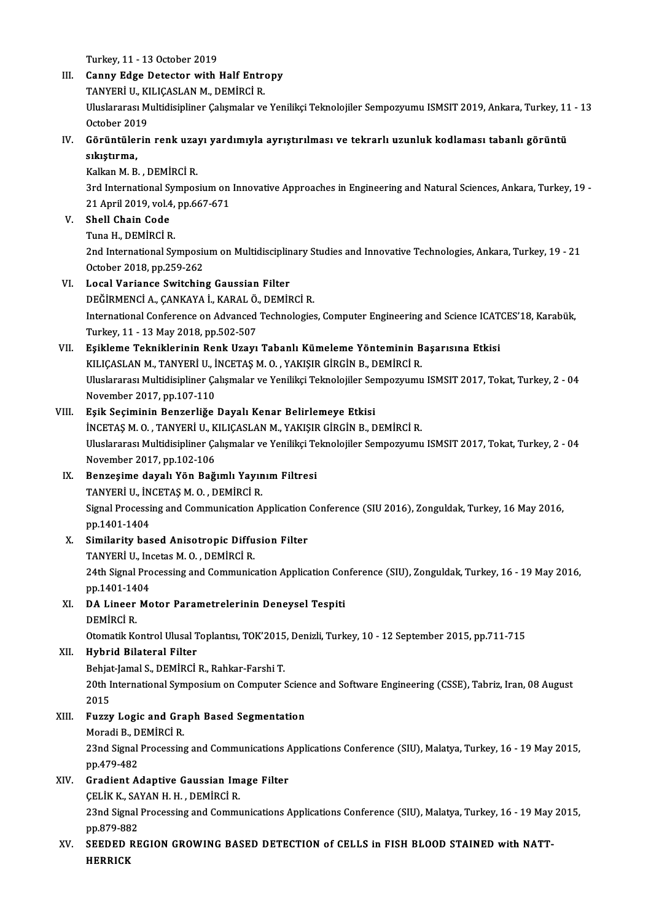Turkey, 11 - 13 October 2019

III. **Canny Edge Detector with Half Entropy**
TANYERİ U., KILIÇASLAN M., DEMİRCİ R.
Uluslararası Multidisipliner Çalışmalar ve Yenilikçi Teknolojiler Sempozyumu ISMSIT 2019, Ankara, Turkey, 11 - 13 October 2019

IV. **Görüntülerin renk uzayı yardımıyla ayrıştırılması ve tekrarlı uzunluk kodlaması tabanlı görüntü sıkıştırma,**
Kalkan M. B. , DEMİRCİ R.
3rd International Symposium on Innovative Approaches in Engineering and Natural Sciences, Ankara, Turkey, 19 - 21 April 2019, vol.4, pp.667-671

V. **Shell Chain Code**
Tuna H., DEMİRCİ R.
2nd International Symposium on Multidisciplinary Studies and Innovative Technologies, Ankara, Turkey, 19 - 21 October 2018, pp.259-262

VI. **Local Variance Switching Gaussian Filter**
DEĞİRMENCİ A., ÇANKAYA İ., KARAL Ö., DEMİRCİ R.
International Conference on Advanced Technologies, Computer Engineering and Science ICATCES'18, Karabük, Turkey, 11 - 13 May 2018, pp.502-507

VII. **Eşikleme Tekniklerinin Renk Uzayı Tabanlı Kümeleme Yönteminin Başarısına Etkisi**
KILIÇASLAN M., TANYERİ U., İNCETAŞ M. O. , YAKIŞIR GİRGİN B., DEMİRCİ R.
Uluslararası Multidisipliner Çalışmalar ve Yenilikçi Teknolojiler Sempozyumu ISMSIT 2017, Tokat, Turkey, 2 - 04 November 2017, pp.107-110

VIII. **Eşik Seçiminin Benzerliğe Dayalı Kenar Belirlemeye Etkisi**
İNCETAŞ M. O. , TANYERİ U., KILIÇASLAN M., YAKIŞIR GİRGİN B., DEMİRCİ R.
Uluslararası Multidisipliner Çalışmalar ve Yenilikçi Teknolojiler Sempozyumu ISMSIT 2017, Tokat, Turkey, 2 - 04 November 2017, pp.102-106

IX. **Benzeşime dayalı Yön Bağımlı Yayınım Filtresi**
TANYERİ U., İNCETAŞ M. O. , DEMİRCİ R.
Signal Processing and Communication Application Conference (SIU 2016), Zonguldak, Turkey, 16 May 2016, pp.1401-1404

X. **Similarity based Anisotropic Diffusion Filter**
TANYERİ U., Incetas M. O. , DEMİRCİ R.
24th Signal Processing and Communication Application Conference (SIU), Zonguldak, Turkey, 16 - 19 May 2016, pp.1401-1404

XI. **DA Lineer Motor Parametrelerinin Deneysel Tespiti**
DEMİRCİ R.
Otomatik Kontrol Ulusal Toplantısı, TOK'2015, Denizli, Turkey, 10 - 12 September 2015, pp.711-715

XII. **Hybrid Bilateral Filter**
Behjat-Jamal S., DEMİRCİ R., Rahkar-Farshi T.
20th International Symposium on Computer Science and Software Engineering (CSSE), Tabriz, Iran, 08 August 2015

XIII. **Fuzzy Logic and Graph Based Segmentation**
Moradi B., DEMİRCİ R.
23nd Signal Processing and Communications Applications Conference (SIU), Malatya, Turkey, 16 - 19 May 2015, pp.479-482

XIV. **Gradient Adaptive Gaussian Image Filter**
ÇELİK K., SAYAN H. H. , DEMİRCİ R.
23nd Signal Processing and Communications Applications Conference (SIU), Malatya, Turkey, 16 - 19 May 2015, pp.879-882

XV. **SEEDED REGION GROWING BASED DETECTION of CELLS in FISH BLOOD STAINED with NATT-HERRICK**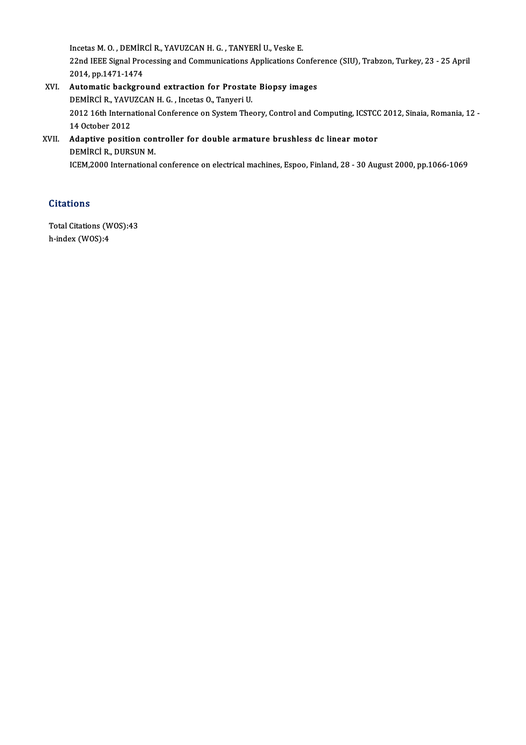Incetas M. O. , DEMİRCİ R., YAVUZCAN H. G. , TANYERİ U., Veske E.

22nd IEEE Signal Processing and Communications Applications Conference (SIU), Trabzon, Turkey, 23 - 25 April 2014, pp.1471-1474

XVI. **Automatic background extraction for Prostate Biopsy images**

DEMİRCİ R., YAVUZCAN H. G. , Incetas O., Tanyeri U.

2012 16th International Conference on System Theory, Control and Computing, ICSTCC 2012, Sinaia, Romania, 12 - 14 October 2012

XVII. **Adaptive position controller for double armature brushless dc linear motor**

DEMİRCİ R., DURSUN M.

ICEM,2000 International conference on electrical machines, Espoo, Finland, 28 - 30 August 2000, pp.1066-1069

## Citations

Total Citations (WOS):43

h-index (WOS):4